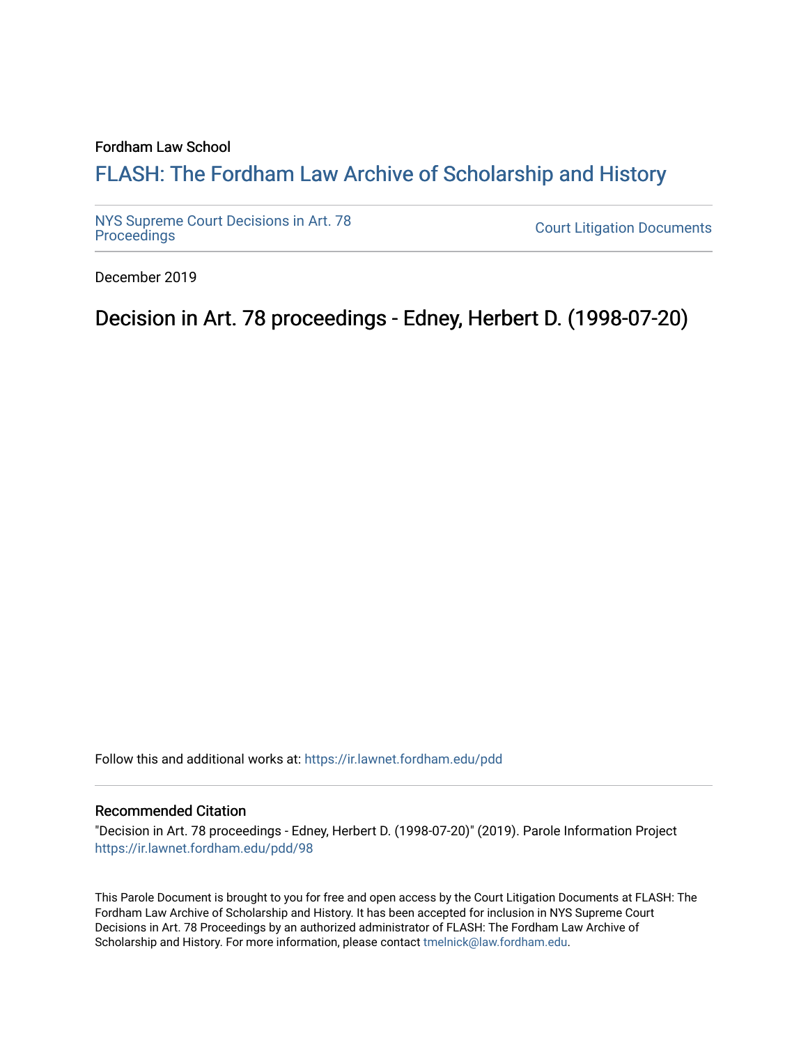Fordham Law School

# FLASH: The Fordham Law Archive of Scholarship and History

NYS Supreme Court Decisions in Art. 78 Proceedings

Court Litigation Documents

December 2019

## Decision in Art. 78 proceedings - Edney, Herbert D. (1998-07-20)

Follow this and additional works at: https://ir.lawnet.fordham.edu/pdd

### Recommended Citation

"Decision in Art. 78 proceedings - Edney, Herbert D. (1998-07-20)" (2019). Parole Information Project https://ir.lawnet.fordham.edu/pdd/98

This Parole Document is brought to you for free and open access by the Court Litigation Documents at FLASH: The Fordham Law Archive of Scholarship and History. It has been accepted for inclusion in NYS Supreme Court Decisions in Art. 78 Proceedings by an authorized administrator of FLASH: The Fordham Law Archive of Scholarship and History. For more information, please contact tmelnick@law.fordham.edu.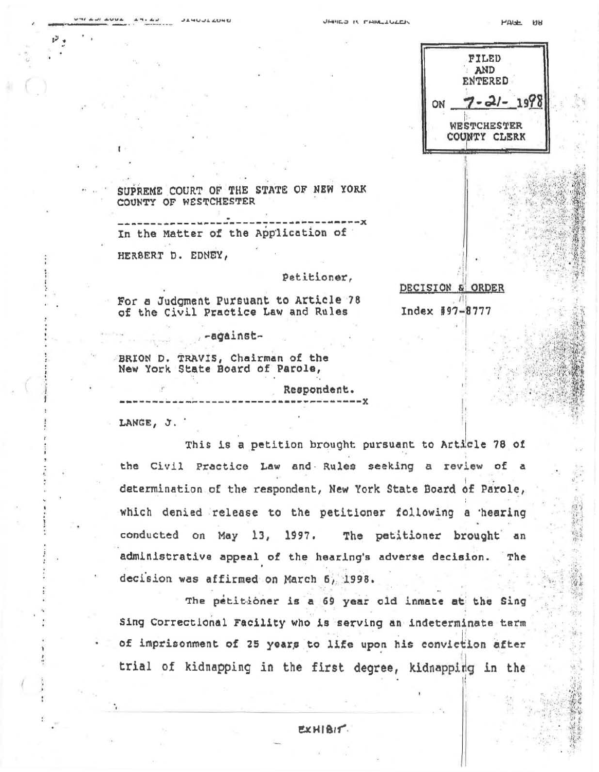FILED AND ENTERED ON 7-21-1998 WESTCHESTER COUNTY CLERK

SUPREME COURT OF THE STATE OF NEW YORK
COUNTY OF WESTCHESTER

---

In the Matter of the Application of

HERBERT D. EDNEY,

Petitioner,

For a Judgment Pursuant to Article 78 of the Civil Practice Law and Rules

-against-

BRION D. TRAVIS, Chairman of the New York State Board of Parole,

Respondent.

---

DECISION & ORDER

Index #97-8777

LANGE, J.

This is a petition brought pursuant to Article 78 of the Civil Practice Law and Rules seeking a review of a determination of the respondent, New York State Board of Parole, which denied release to the petitioner following a hearing conducted on May 13, 1997. The petitioner brought an administrative appeal of the hearing's adverse decision. The decision was affirmed on March 6, 1998.

The petitioner is a 69 year old inmate at the Sing Sing Correctional Facility who is serving an indeterminate term of imprisonment of 25 years to life upon his conviction after trial of kidnapping in the first degree, kidnapping in the

EXHIBIT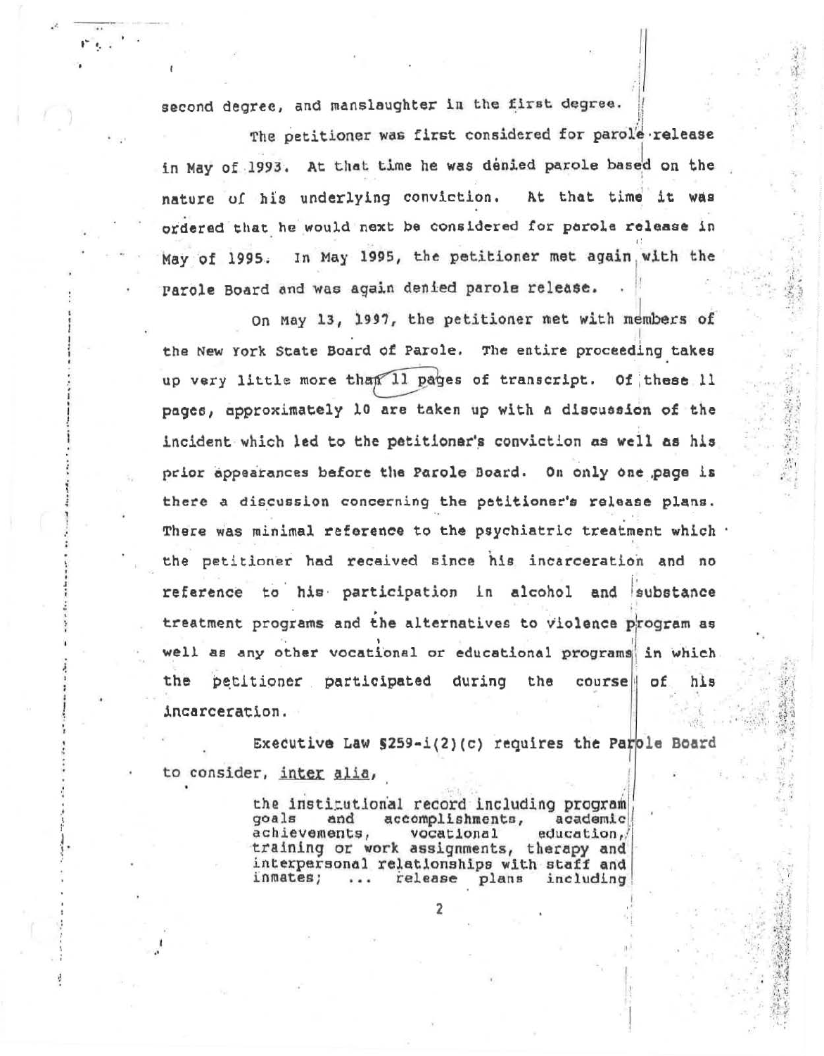second degree, and manslaughter in the first degree.

The petitioner was first considered for parole release in May of 1993. At that time he was denied parole based on the nature of his underlying conviction. At that time it was ordered that he would next be considered for parole release in May of 1995. In May 1995, the petitioner met again with the Parole Board and was again denied parole release.

On May 13, 1997, the petitioner met with members of the New York State Board of Parole. The entire proceeding takes up very little more than 11 pages of transcript. Of these 11 pages, approximately 10 are taken up with a discussion of the incident which led to the petitioner's conviction as well as his prior appearances before the Parole Board. On only one page is there a discussion concerning the petitioner's release plans. There was minimal reference to the psychiatric treatment which the petitioner had received since his incarceration and no reference to his participation in alcohol and substance treatment programs and the alternatives to violence program as well as any other vocational or educational programs in which the petitioner participated during the course of his incarceration.

Executive Law §259-i(2)(c) requires the Parole Board to consider, *inter alia*,

> the institutional record including program goals and accomplishments, academic achievements, vocational education, training or work assignments, therapy and interpersonal relationships with staff and inmates; ... release plans including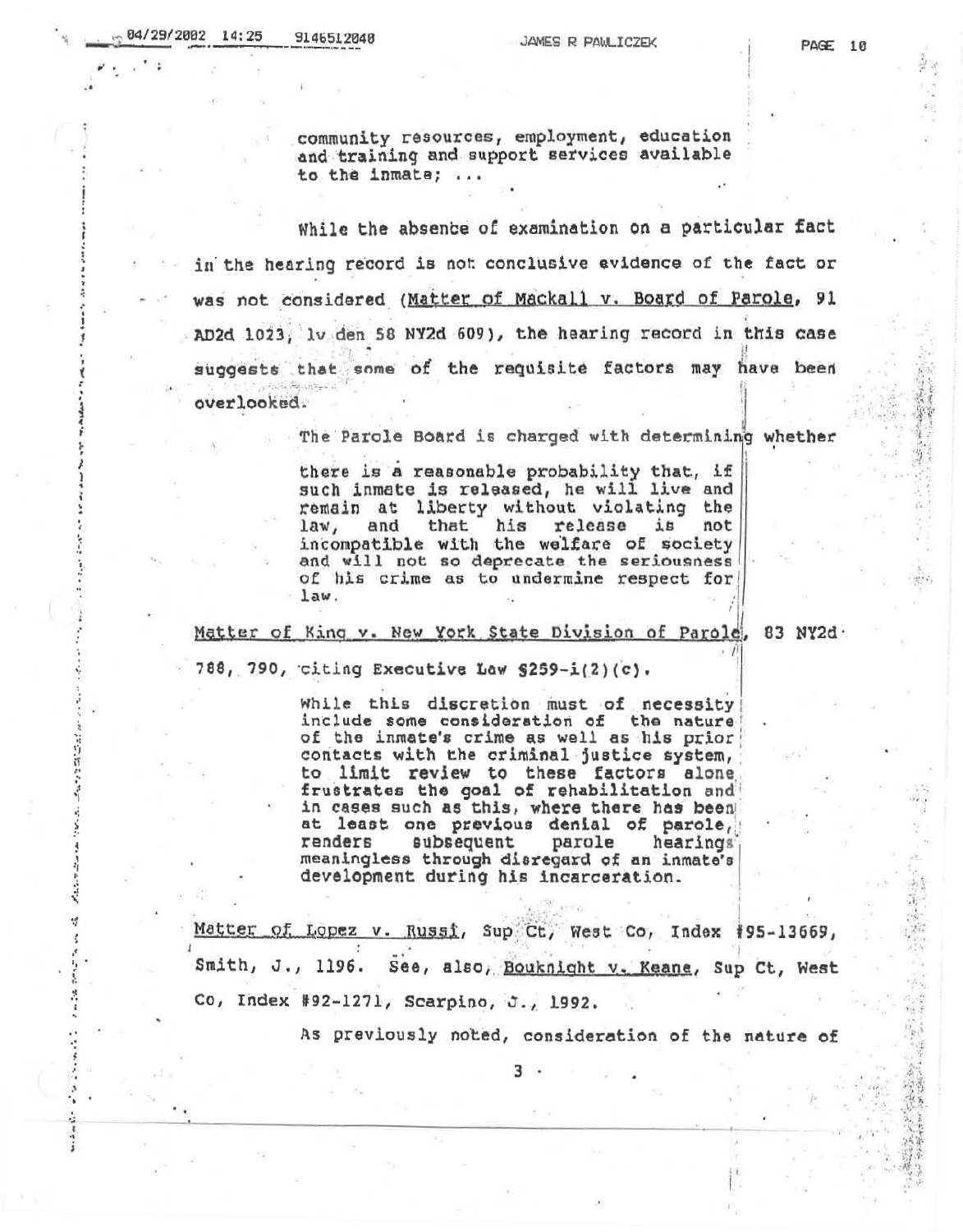community resources, employment, education and training and support services available to the inmate; ...

While the absence of examination on a particular fact in the hearing record is not conclusive evidence of the fact or was not considered (Matter of Mackall v. Board of Parole, 91 AD2d 1023, lv den 58 NY2d 609), the hearing record in this case suggests that some of the requisite factors may have been overlooked.

The Parole Board is charged with determining whether

> there is a reasonable probability that, if such inmate is released, he will live and remain at liberty without violating the law, and that his release is not incompatible with the welfare of society and will not so deprecate the seriousness of his crime as to undermine respect for law.

Matter of King v. New York State Division of Parole, 83 NY2d 788, 790, citing Executive Law §259-i(2)(c).

> While this discretion must of necessity include some consideration of the nature of the inmate's crime as well as his prior contacts with the criminal justice system, to limit review to these factors alone frustrates the goal of rehabilitation and in cases such as this, where there has been at least one previous denial of parole, renders subsequent parole hearings meaningless through disregard of an inmate's development during his incarceration.

Matter of Lopez v. Russi, Sup Ct, West Co, Index #95-13669, Smith, J., 1196. See, also, Bouknight v. Keane, Sup Ct, West Co, Index #92-1271, Scarpino, J., 1992.

As previously noted, consideration of the nature of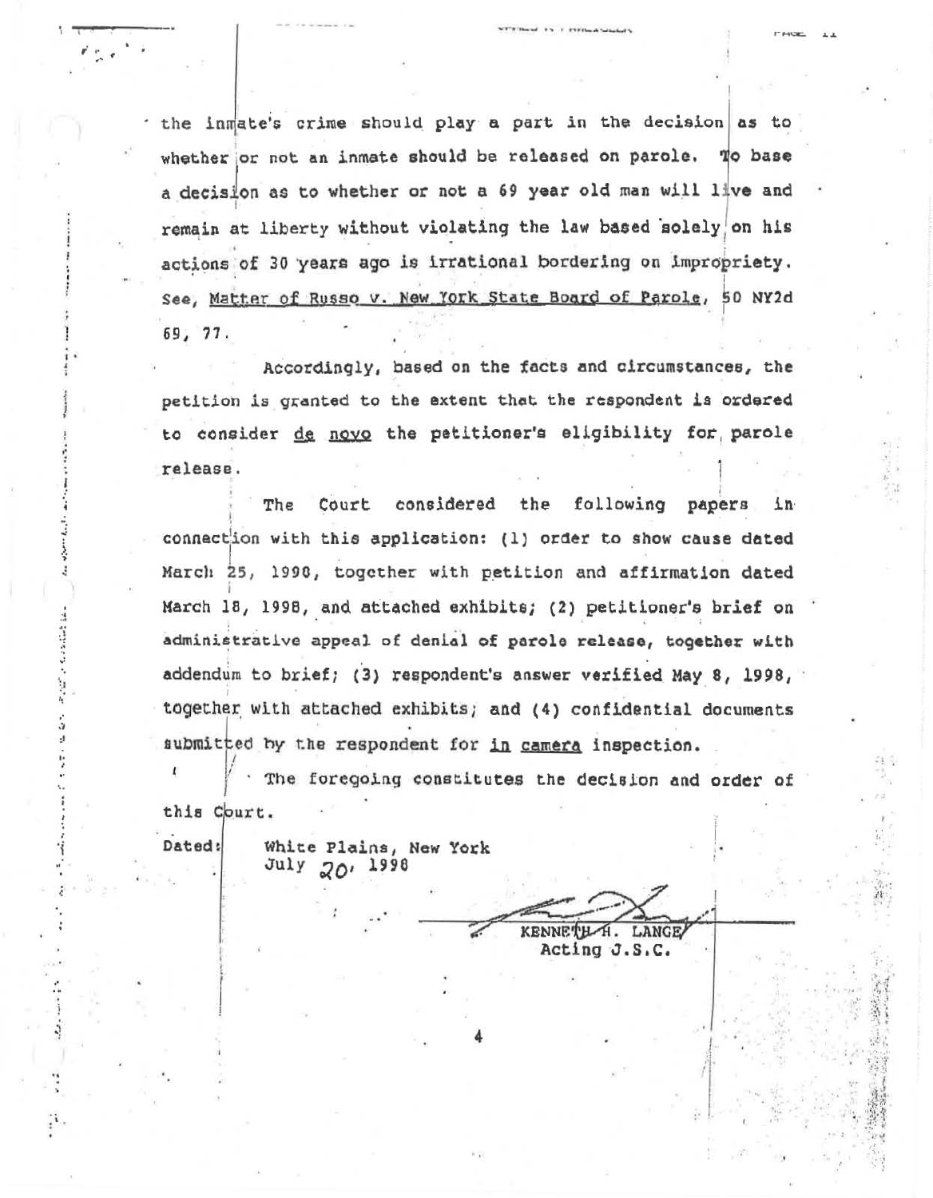the inmate's crime should play a part in the decision as to whether or not an inmate should be released on parole. To base a decision as to whether or not a 69 year old man will live and remain at liberty without violating the law based solely on his actions of 30 years ago is irrational bordering on impropriety. See, Matter of Russo v. New York State Board of Parole, 50 NY2d 69, 77.

Accordingly, based on the facts and circumstances, the petition is granted to the extent that the respondent is ordered to consider *de novo* the petitioner's eligibility for parole release.

The Court considered the following papers in connection with this application: (1) order to show cause dated March 25, 1998, together with petition and affirmation dated March 18, 1998, and attached exhibits; (2) petitioner's brief on administrative appeal of denial of parole release, together with addendum to brief; (3) respondent's answer verified May 8, 1998, together with attached exhibits; and (4) confidential documents submitted by the respondent for in camera inspection.

The foregoing constitutes the decision and order of this Court.

Dated: White Plains, New York
July 20, 1998

KENNETH H. LANGE
Acting J.S.C.